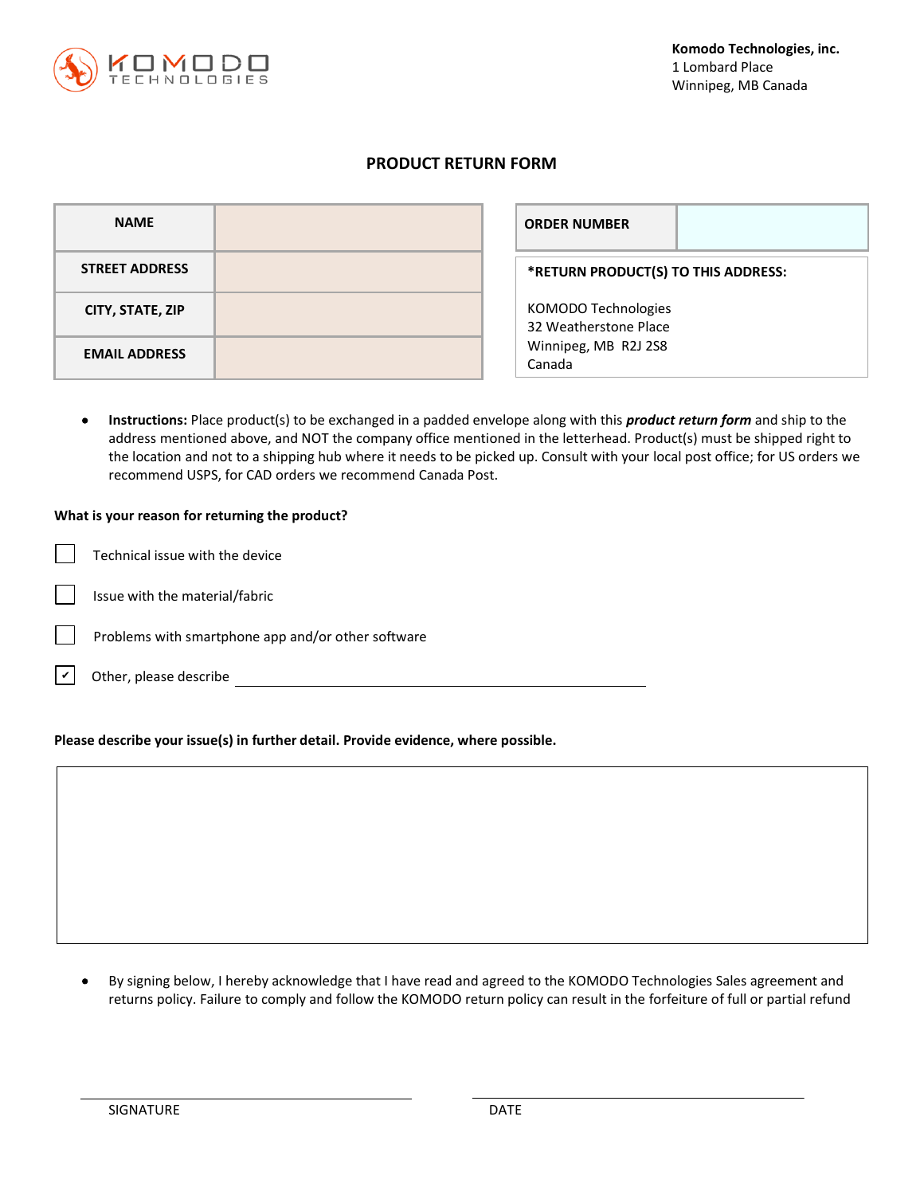**Komodo Technologies, inc.**
1 Lombard Place
Winnipeg, MB Canada

# PRODUCT RETURN FORM

| | |
|---|---|
| **NAME** | |
| **STREET ADDRESS** | |
| **CITY, STATE, ZIP** | |
| **EMAIL ADDRESS** | |

| | |
|---|---|
| **ORDER NUMBER** | |

**\*RETURN PRODUCT(S) TO THIS ADDRESS:**

KOMODO Technologies
32 Weatherstone Place
Winnipeg, MB R2J 2S8
Canada

- **Instructions:** Place product(s) to be exchanged in a padded envelope along with this ***product return form*** and ship to the address mentioned above, and NOT the company office mentioned in the letterhead. Product(s) must be shipped right to the location and not to a shipping hub where it needs to be picked up. Consult with your local post office; for US orders we recommend USPS, for CAD orders we recommend Canada Post.

**What is your reason for returning the product?**

- [ ] Technical issue with the device
- [ ] Issue with the material/fabric
- [ ] Problems with smartphone app and/or other software
- [x] Other, please describe ______________________________

**Please describe your issue(s) in further detail. Provide evidence, where possible.**

| |
|---|
| |

- By signing below, I hereby acknowledge that I have read and agreed to the KOMODO Technologies Sales agreement and returns policy. Failure to comply and follow the KOMODO return policy can result in the forfeiture of full or partial refund

______________________________ ______________________________
SIGNATURE DATE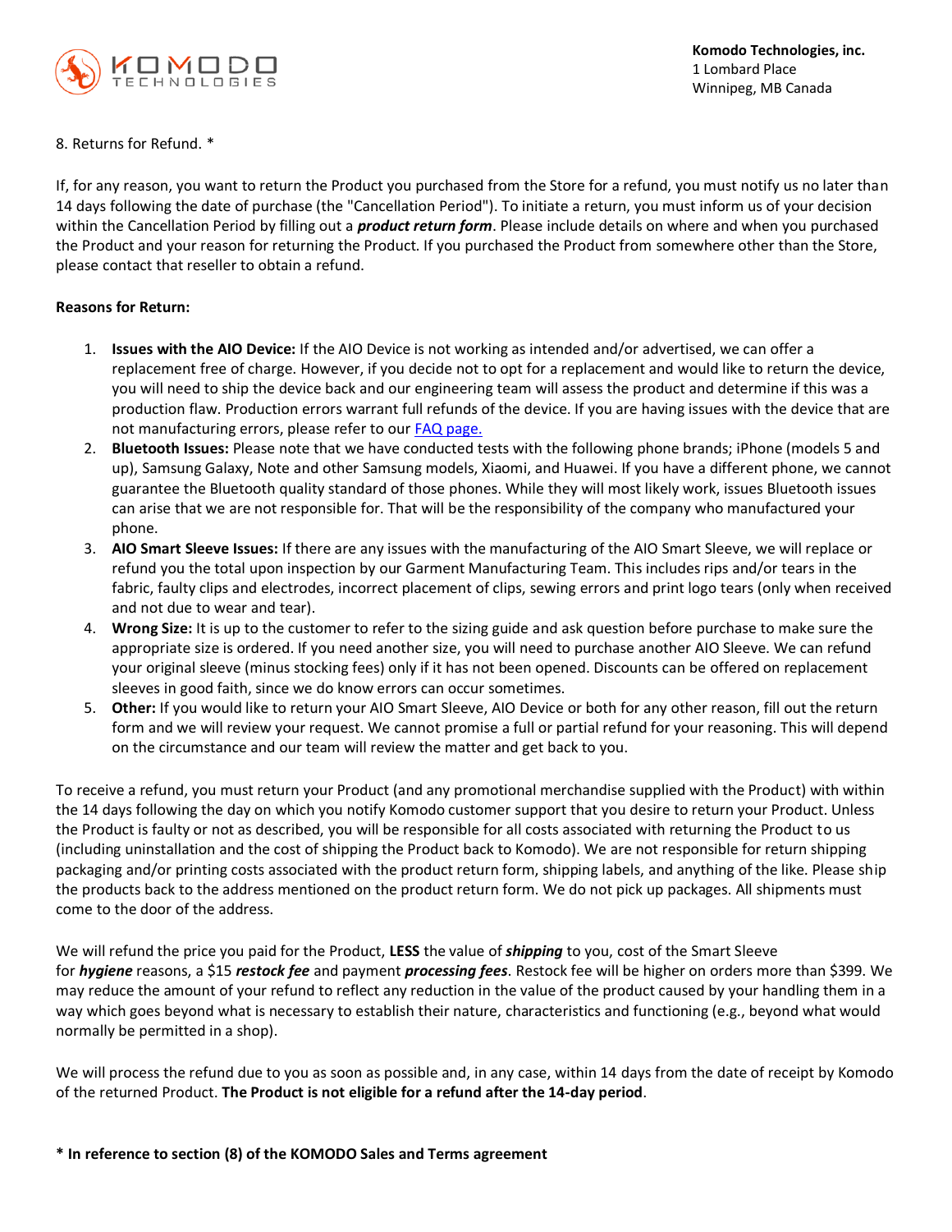Komodo Technologies, inc.
1 Lombard Place
Winnipeg, MB Canada

8. Returns for Refund. *

If, for any reason, you want to return the Product you purchased from the Store for a refund, you must notify us no later than 14 days following the date of purchase (the "Cancellation Period"). To initiate a return, you must inform us of your decision within the Cancellation Period by filling out a ***product return form***. Please include details on where and when you purchased the Product and your reason for returning the Product. If you purchased the Product from somewhere other than the Store, please contact that reseller to obtain a refund.

**Reasons for Return:**

1. **Issues with the AIO Device:** If the AIO Device is not working as intended and/or advertised, we can offer a replacement free of charge. However, if you decide not to opt for a replacement and would like to return the device, you will need to ship the device back and our engineering team will assess the product and determine if this was a production flaw. Production errors warrant full refunds of the device. If you are having issues with the device that are not manufacturing errors, please refer to our FAQ page.
2. **Bluetooth Issues:** Please note that we have conducted tests with the following phone brands; iPhone (models 5 and up), Samsung Galaxy, Note and other Samsung models, Xiaomi, and Huawei. If you have a different phone, we cannot guarantee the Bluetooth quality standard of those phones. While they will most likely work, issues Bluetooth issues can arise that we are not responsible for. That will be the responsibility of the company who manufactured your phone.
3. **AIO Smart Sleeve Issues:** If there are any issues with the manufacturing of the AIO Smart Sleeve, we will replace or refund you the total upon inspection by our Garment Manufacturing Team. This includes rips and/or tears in the fabric, faulty clips and electrodes, incorrect placement of clips, sewing errors and print logo tears (only when received and not due to wear and tear).
4. **Wrong Size:** It is up to the customer to refer to the sizing guide and ask question before purchase to make sure the appropriate size is ordered. If you need another size, you will need to purchase another AIO Sleeve. We can refund your original sleeve (minus stocking fees) only if it has not been opened. Discounts can be offered on replacement sleeves in good faith, since we do know errors can occur sometimes.
5. **Other:** If you would like to return your AIO Smart Sleeve, AIO Device or both for any other reason, fill out the return form and we will review your request. We cannot promise a full or partial refund for your reasoning. This will depend on the circumstance and our team will review the matter and get back to you.

To receive a refund, you must return your Product (and any promotional merchandise supplied with the Product) with within the 14 days following the day on which you notify Komodo customer support that you desire to return your Product. Unless the Product is faulty or not as described, you will be responsible for all costs associated with returning the Product to us (including uninstallation and the cost of shipping the Product back to Komodo). We are not responsible for return shipping packaging and/or printing costs associated with the product return form, shipping labels, and anything of the like. Please ship the products back to the address mentioned on the product return form. We do not pick up packages. All shipments must come to the door of the address.

We will refund the price you paid for the Product, **LESS** the value of ***shipping*** to you, cost of the Smart Sleeve for ***hygiene*** reasons, a $15 ***restock fee*** and payment ***processing fees***. Restock fee will be higher on orders more than $399. We may reduce the amount of your refund to reflect any reduction in the value of the product caused by your handling them in a way which goes beyond what is necessary to establish their nature, characteristics and functioning (e.g., beyond what would normally be permitted in a shop).

We will process the refund due to you as soon as possible and, in any case, within 14 days from the date of receipt by Komodo of the returned Product. **The Product is not eligible for a refund after the 14-day period**.

**\* In reference to section (8) of the KOMODO Sales and Terms agreement**